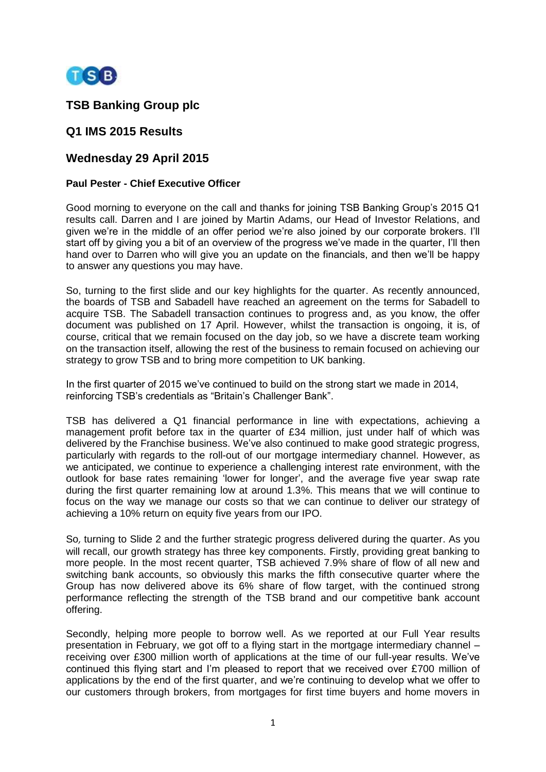## TSB Banking Group plc

## Q1 IMS 2015 Results

## Wednesday 29 April 2015

**Paul Pester - Chief Executive Officer**

Good morning to everyone on the call and thanks for joining TSB Banking Group's 2015 Q1 results call. Darren and I are joined by Martin Adams, our Head of Investor Relations, and given we're in the middle of an offer period we're also joined by our corporate brokers. I'll start off by giving you a bit of an overview of the progress we've made in the quarter, I'll then hand over to Darren who will give you an update on the financials, and then we'll be happy to answer any questions you may have.

So, turning to the first slide and our key highlights for the quarter. As recently announced, the boards of TSB and Sabadell have reached an agreement on the terms for Sabadell to acquire TSB. The Sabadell transaction continues to progress and, as you know, the offer document was published on 17 April. However, whilst the transaction is ongoing, it is, of course, critical that we remain focused on the day job, so we have a discrete team working on the transaction itself, allowing the rest of the business to remain focused on achieving our strategy to grow TSB and to bring more competition to UK banking.

In the first quarter of 2015 we've continued to build on the strong start we made in 2014, reinforcing TSB's credentials as "Britain's Challenger Bank".

TSB has delivered a Q1 financial performance in line with expectations, achieving a management profit before tax in the quarter of £34 million, just under half of which was delivered by the Franchise business. We've also continued to make good strategic progress, particularly with regards to the roll-out of our mortgage intermediary channel. However, as we anticipated, we continue to experience a challenging interest rate environment, with the outlook for base rates remaining 'lower for longer', and the average five year swap rate during the first quarter remaining low at around 1.3%. This means that we will continue to focus on the way we manage our costs so that we can continue to deliver our strategy of achieving a 10% return on equity five years from our IPO.

So, turning to Slide 2 and the further strategic progress delivered during the quarter. As you will recall, our growth strategy has three key components. Firstly, providing great banking to more people. In the most recent quarter, TSB achieved 7.9% share of flow of all new and switching bank accounts, so obviously this marks the fifth consecutive quarter where the Group has now delivered above its 6% share of flow target, with the continued strong performance reflecting the strength of the TSB brand and our competitive bank account offering.

Secondly, helping more people to borrow well. As we reported at our Full Year results presentation in February, we got off to a flying start in the mortgage intermediary channel – receiving over £300 million worth of applications at the time of our full-year results. We've continued this flying start and I'm pleased to report that we received over £700 million of applications by the end of the first quarter, and we're continuing to develop what we offer to our customers through brokers, from mortgages for first time buyers and home movers in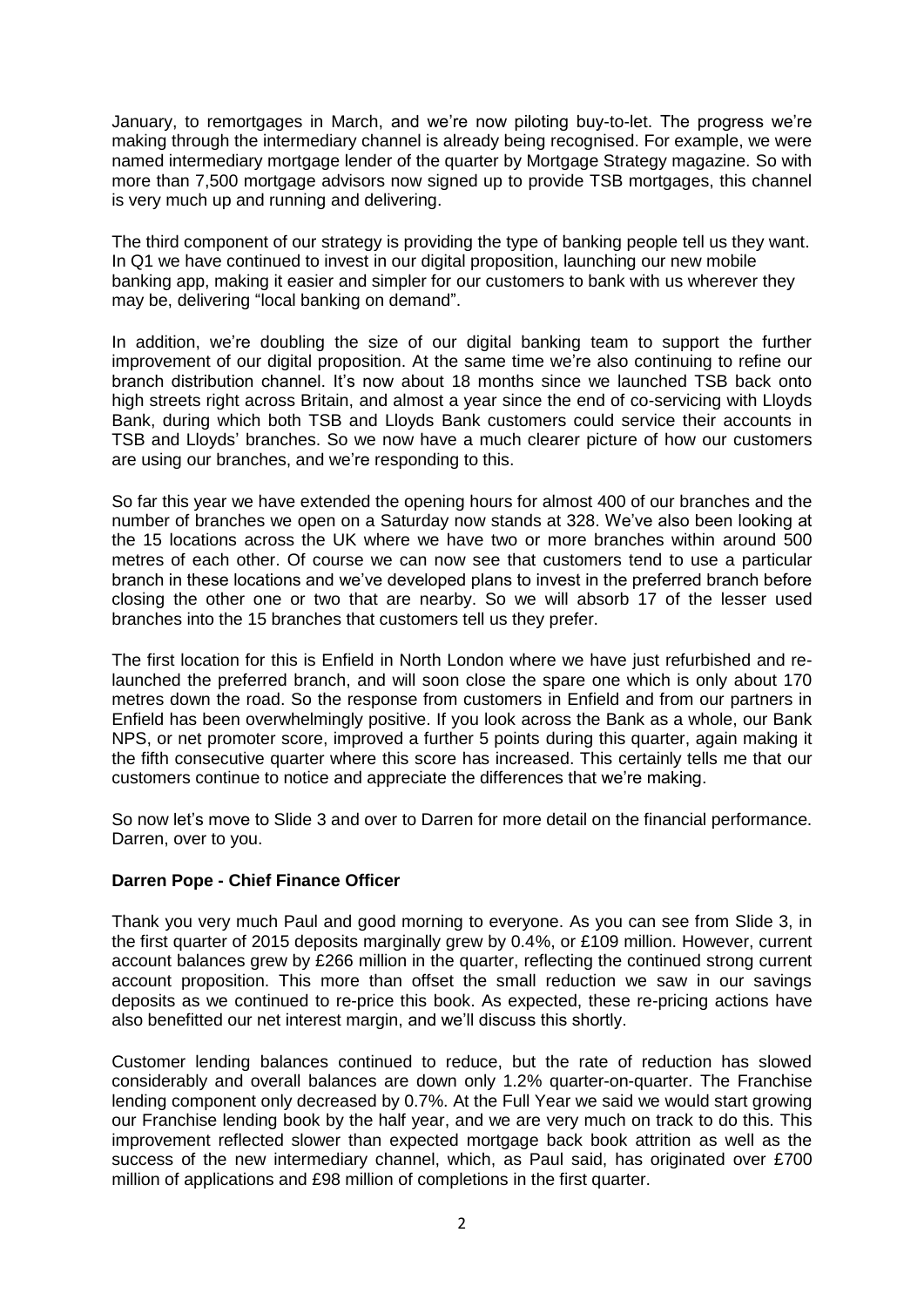January, to remortgages in March, and we're now piloting buy-to-let. The progress we're making through the intermediary channel is already being recognised. For example, we were named intermediary mortgage lender of the quarter by Mortgage Strategy magazine. So with more than 7,500 mortgage advisors now signed up to provide TSB mortgages, this channel is very much up and running and delivering.

The third component of our strategy is providing the type of banking people tell us they want. In Q1 we have continued to invest in our digital proposition, launching our new mobile banking app, making it easier and simpler for our customers to bank with us wherever they may be, delivering "local banking on demand".

In addition, we're doubling the size of our digital banking team to support the further improvement of our digital proposition. At the same time we're also continuing to refine our branch distribution channel. It's now about 18 months since we launched TSB back onto high streets right across Britain, and almost a year since the end of co-servicing with Lloyds Bank, during which both TSB and Lloyds Bank customers could service their accounts in TSB and Lloyds' branches. So we now have a much clearer picture of how our customers are using our branches, and we're responding to this.

So far this year we have extended the opening hours for almost 400 of our branches and the number of branches we open on a Saturday now stands at 328. We've also been looking at the 15 locations across the UK where we have two or more branches within around 500 metres of each other. Of course we can now see that customers tend to use a particular branch in these locations and we've developed plans to invest in the preferred branch before closing the other one or two that are nearby. So we will absorb 17 of the lesser used branches into the 15 branches that customers tell us they prefer.

The first location for this is Enfield in North London where we have just refurbished and re-launched the preferred branch, and will soon close the spare one which is only about 170 metres down the road. So the response from customers in Enfield and from our partners in Enfield has been overwhelmingly positive. If you look across the Bank as a whole, our Bank NPS, or net promoter score, improved a further 5 points during this quarter, again making it the fifth consecutive quarter where this score has increased. This certainly tells me that our customers continue to notice and appreciate the differences that we're making.

So now let's move to Slide 3 and over to Darren for more detail on the financial performance. Darren, over to you.

**Darren Pope - Chief Finance Officer**

Thank you very much Paul and good morning to everyone. As you can see from Slide 3, in the first quarter of 2015 deposits marginally grew by 0.4%, or £109 million. However, current account balances grew by £266 million in the quarter, reflecting the continued strong current account proposition. This more than offset the small reduction we saw in our savings deposits as we continued to re-price this book. As expected, these re-pricing actions have also benefitted our net interest margin, and we'll discuss this shortly.

Customer lending balances continued to reduce, but the rate of reduction has slowed considerably and overall balances are down only 1.2% quarter-on-quarter. The Franchise lending component only decreased by 0.7%. At the Full Year we said we would start growing our Franchise lending book by the half year, and we are very much on track to do this. This improvement reflected slower than expected mortgage back book attrition as well as the success of the new intermediary channel, which, as Paul said, has originated over £700 million of applications and £98 million of completions in the first quarter.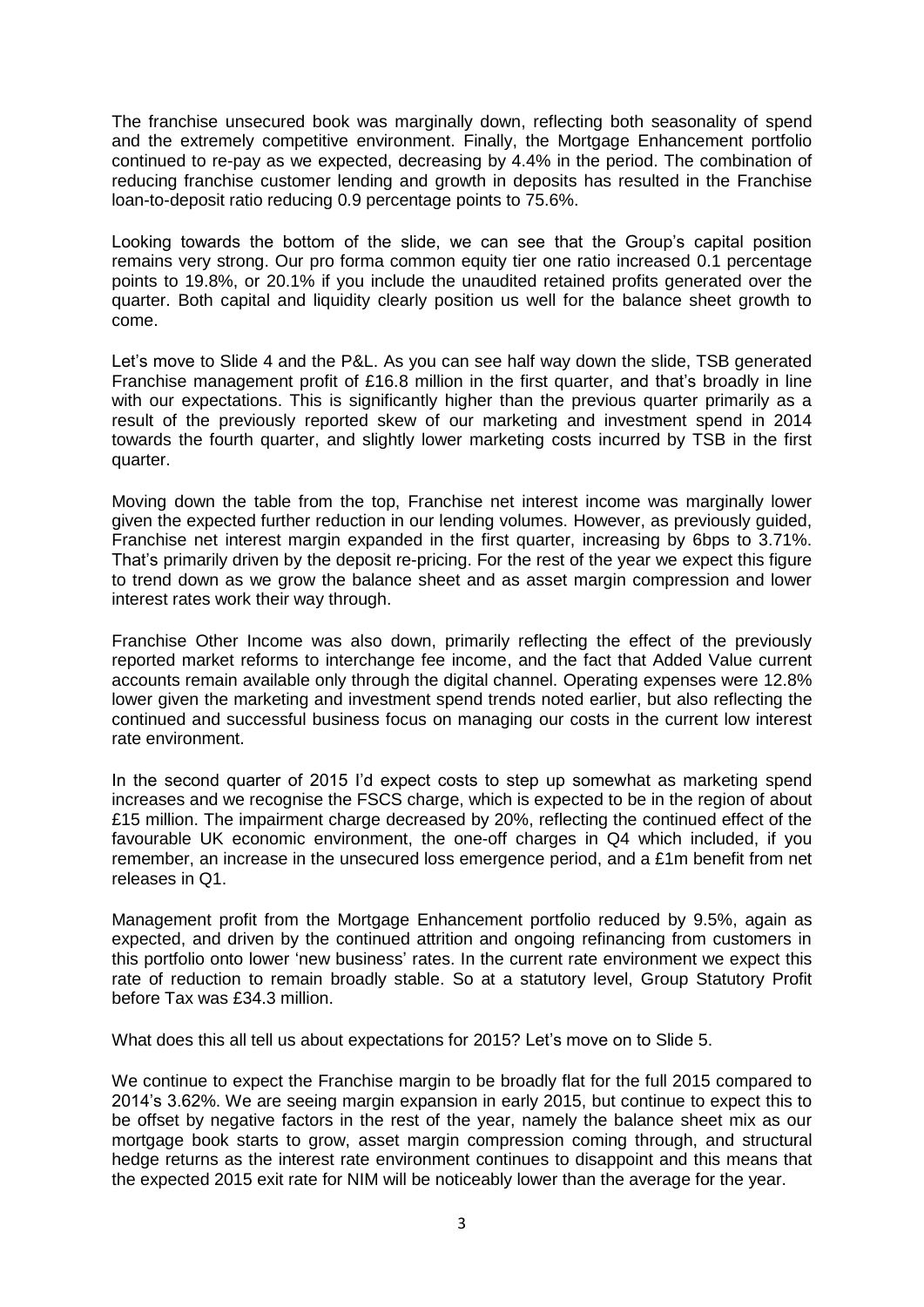The franchise unsecured book was marginally down, reflecting both seasonality of spend and the extremely competitive environment. Finally, the Mortgage Enhancement portfolio continued to re-pay as we expected, decreasing by 4.4% in the period. The combination of reducing franchise customer lending and growth in deposits has resulted in the Franchise loan-to-deposit ratio reducing 0.9 percentage points to 75.6%.

Looking towards the bottom of the slide, we can see that the Group's capital position remains very strong. Our pro forma common equity tier one ratio increased 0.1 percentage points to 19.8%, or 20.1% if you include the unaudited retained profits generated over the quarter. Both capital and liquidity clearly position us well for the balance sheet growth to come.

Let's move to Slide 4 and the P&L. As you can see half way down the slide, TSB generated Franchise management profit of £16.8 million in the first quarter, and that's broadly in line with our expectations. This is significantly higher than the previous quarter primarily as a result of the previously reported skew of our marketing and investment spend in 2014 towards the fourth quarter, and slightly lower marketing costs incurred by TSB in the first quarter.

Moving down the table from the top, Franchise net interest income was marginally lower given the expected further reduction in our lending volumes. However, as previously guided, Franchise net interest margin expanded in the first quarter, increasing by 6bps to 3.71%. That's primarily driven by the deposit re-pricing. For the rest of the year we expect this figure to trend down as we grow the balance sheet and as asset margin compression and lower interest rates work their way through.

Franchise Other Income was also down, primarily reflecting the effect of the previously reported market reforms to interchange fee income, and the fact that Added Value current accounts remain available only through the digital channel. Operating expenses were 12.8% lower given the marketing and investment spend trends noted earlier, but also reflecting the continued and successful business focus on managing our costs in the current low interest rate environment.

In the second quarter of 2015 I'd expect costs to step up somewhat as marketing spend increases and we recognise the FSCS charge, which is expected to be in the region of about £15 million. The impairment charge decreased by 20%, reflecting the continued effect of the favourable UK economic environment, the one-off charges in Q4 which included, if you remember, an increase in the unsecured loss emergence period, and a £1m benefit from net releases in Q1.

Management profit from the Mortgage Enhancement portfolio reduced by 9.5%, again as expected, and driven by the continued attrition and ongoing refinancing from customers in this portfolio onto lower 'new business' rates. In the current rate environment we expect this rate of reduction to remain broadly stable. So at a statutory level, Group Statutory Profit before Tax was £34.3 million.

What does this all tell us about expectations for 2015? Let's move on to Slide 5.

We continue to expect the Franchise margin to be broadly flat for the full 2015 compared to 2014's 3.62%. We are seeing margin expansion in early 2015, but continue to expect this to be offset by negative factors in the rest of the year, namely the balance sheet mix as our mortgage book starts to grow, asset margin compression coming through, and structural hedge returns as the interest rate environment continues to disappoint and this means that the expected 2015 exit rate for NIM will be noticeably lower than the average for the year.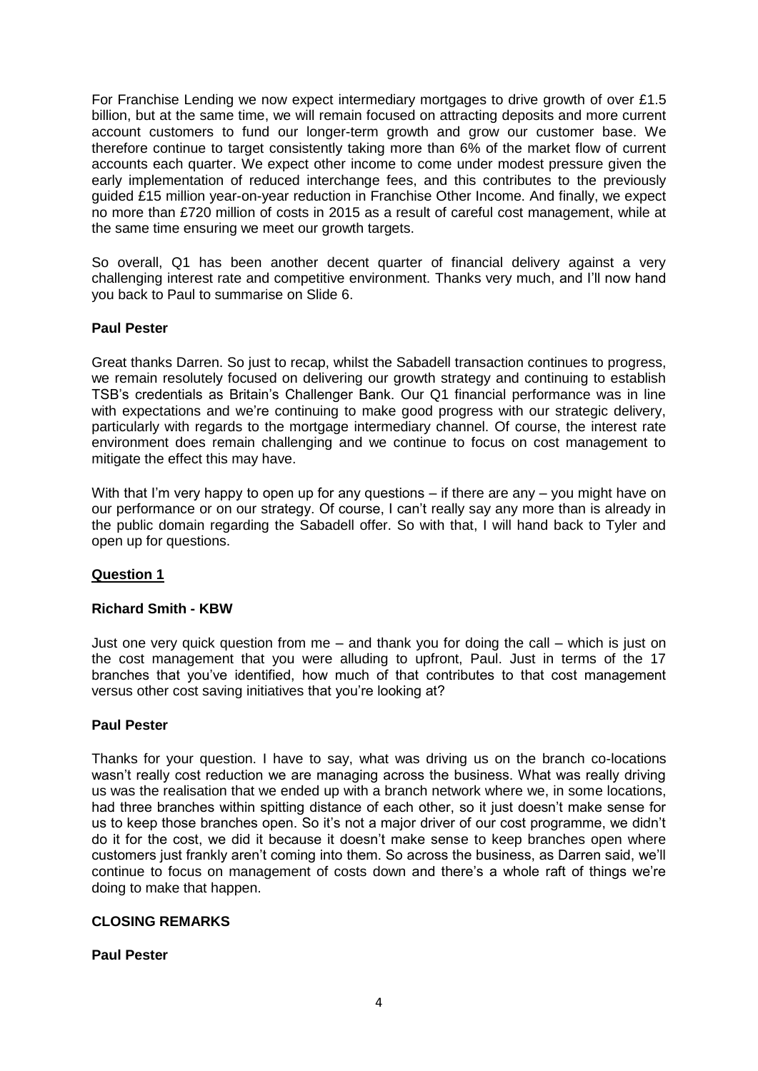For Franchise Lending we now expect intermediary mortgages to drive growth of over £1.5 billion, but at the same time, we will remain focused on attracting deposits and more current account customers to fund our longer-term growth and grow our customer base. We therefore continue to target consistently taking more than 6% of the market flow of current accounts each quarter. We expect other income to come under modest pressure given the early implementation of reduced interchange fees, and this contributes to the previously guided £15 million year-on-year reduction in Franchise Other Income. And finally, we expect no more than £720 million of costs in 2015 as a result of careful cost management, while at the same time ensuring we meet our growth targets.

So overall, Q1 has been another decent quarter of financial delivery against a very challenging interest rate and competitive environment. Thanks very much, and I'll now hand you back to Paul to summarise on Slide 6.

**Paul Pester**

Great thanks Darren. So just to recap, whilst the Sabadell transaction continues to progress, we remain resolutely focused on delivering our growth strategy and continuing to establish TSB's credentials as Britain's Challenger Bank. Our Q1 financial performance was in line with expectations and we're continuing to make good progress with our strategic delivery, particularly with regards to the mortgage intermediary channel. Of course, the interest rate environment does remain challenging and we continue to focus on cost management to mitigate the effect this may have.

With that I'm very happy to open up for any questions – if there are any – you might have on our performance or on our strategy. Of course, I can't really say any more than is already in the public domain regarding the Sabadell offer. So with that, I will hand back to Tyler and open up for questions.

**Question 1**

**Richard Smith - KBW**

Just one very quick question from me – and thank you for doing the call – which is just on the cost management that you were alluding to upfront, Paul. Just in terms of the 17 branches that you've identified, how much of that contributes to that cost management versus other cost saving initiatives that you're looking at?

**Paul Pester**

Thanks for your question. I have to say, what was driving us on the branch co-locations wasn't really cost reduction we are managing across the business. What was really driving us was the realisation that we ended up with a branch network where we, in some locations, had three branches within spitting distance of each other, so it just doesn't make sense for us to keep those branches open. So it's not a major driver of our cost programme, we didn't do it for the cost, we did it because it doesn't make sense to keep branches open where customers just frankly aren't coming into them. So across the business, as Darren said, we'll continue to focus on management of costs down and there's a whole raft of things we're doing to make that happen.

**CLOSING REMARKS**

**Paul Pester**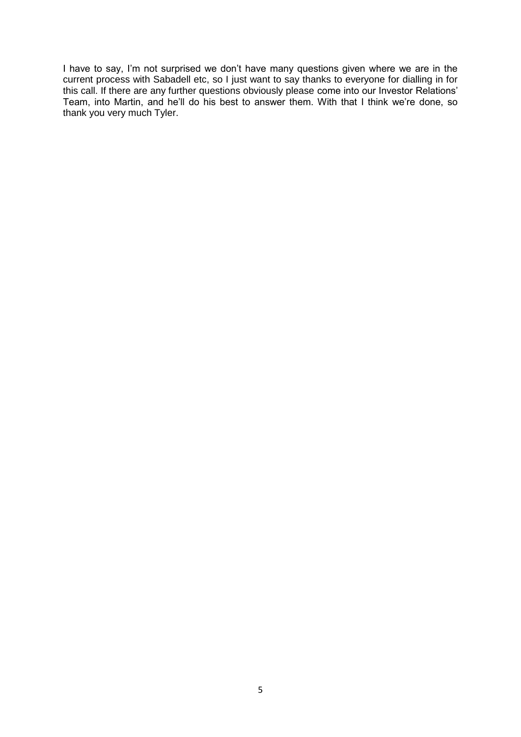I have to say, I'm not surprised we don't have many questions given where we are in the current process with Sabadell etc, so I just want to say thanks to everyone for dialling in for this call. If there are any further questions obviously please come into our Investor Relations' Team, into Martin, and he'll do his best to answer them. With that I think we're done, so thank you very much Tyler.